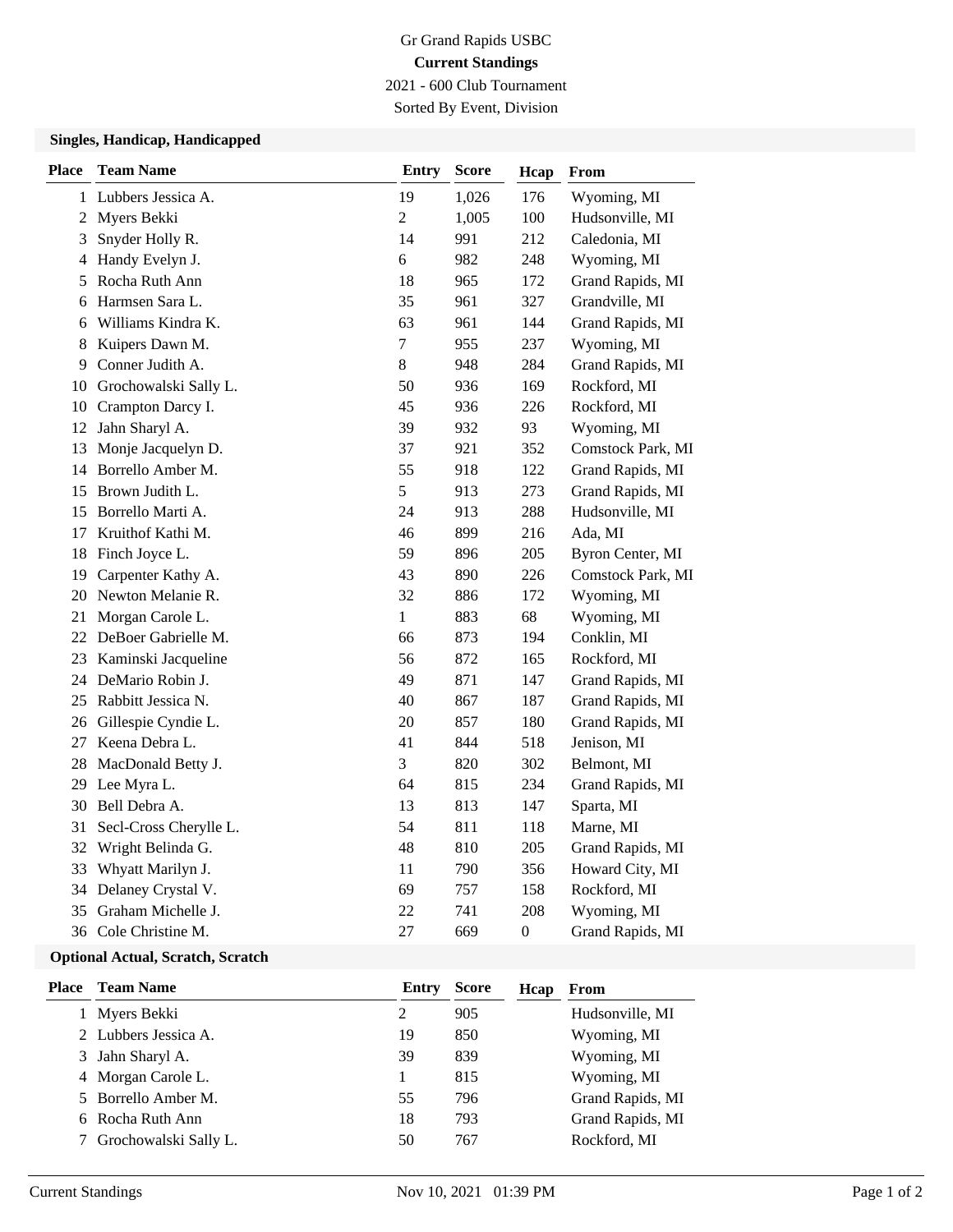Gr Grand Rapids USBC

**Current Standings**

2021 - 600 Club Tournament

Sorted By Event, Division

### Singles, Handicap, Handicapped

| Place | Team Name | Entry | Score | Hcap | From |
|---|---|---|---|---|---|
| 1 | Lubbers Jessica A. | 19 | 1,026 | 176 | Wyoming, MI |
| 2 | Myers Bekki | 2 | 1,005 | 100 | Hudsonville, MI |
| 3 | Snyder Holly R. | 14 | 991 | 212 | Caledonia, MI |
| 4 | Handy Evelyn J. | 6 | 982 | 248 | Wyoming, MI |
| 5 | Rocha Ruth Ann | 18 | 965 | 172 | Grand Rapids, MI |
| 6 | Harmsen Sara L. | 35 | 961 | 327 | Grandville, MI |
| 6 | Williams Kindra K. | 63 | 961 | 144 | Grand Rapids, MI |
| 8 | Kuipers Dawn M. | 7 | 955 | 237 | Wyoming, MI |
| 9 | Conner Judith A. | 8 | 948 | 284 | Grand Rapids, MI |
| 10 | Grochowalski Sally L. | 50 | 936 | 169 | Rockford, MI |
| 10 | Crampton Darcy I. | 45 | 936 | 226 | Rockford, MI |
| 12 | Jahn Sharyl A. | 39 | 932 | 93 | Wyoming, MI |
| 13 | Monje Jacquelyn D. | 37 | 921 | 352 | Comstock Park, MI |
| 14 | Borrello Amber M. | 55 | 918 | 122 | Grand Rapids, MI |
| 15 | Brown Judith L. | 5 | 913 | 273 | Grand Rapids, MI |
| 15 | Borrello Marti A. | 24 | 913 | 288 | Hudsonville, MI |
| 17 | Kruithof Kathi M. | 46 | 899 | 216 | Ada, MI |
| 18 | Finch Joyce L. | 59 | 896 | 205 | Byron Center, MI |
| 19 | Carpenter Kathy A. | 43 | 890 | 226 | Comstock Park, MI |
| 20 | Newton Melanie R. | 32 | 886 | 172 | Wyoming, MI |
| 21 | Morgan Carole L. | 1 | 883 | 68 | Wyoming, MI |
| 22 | DeBoer Gabrielle M. | 66 | 873 | 194 | Conklin, MI |
| 23 | Kaminski Jacqueline | 56 | 872 | 165 | Rockford, MI |
| 24 | DeMario Robin J. | 49 | 871 | 147 | Grand Rapids, MI |
| 25 | Rabbitt Jessica N. | 40 | 867 | 187 | Grand Rapids, MI |
| 26 | Gillespie Cyndie L. | 20 | 857 | 180 | Grand Rapids, MI |
| 27 | Keena Debra L. | 41 | 844 | 518 | Jenison, MI |
| 28 | MacDonald Betty J. | 3 | 820 | 302 | Belmont, MI |
| 29 | Lee Myra L. | 64 | 815 | 234 | Grand Rapids, MI |
| 30 | Bell Debra A. | 13 | 813 | 147 | Sparta, MI |
| 31 | Secl-Cross Cherylle L. | 54 | 811 | 118 | Marne, MI |
| 32 | Wright Belinda G. | 48 | 810 | 205 | Grand Rapids, MI |
| 33 | Whyatt Marilyn J. | 11 | 790 | 356 | Howard City, MI |
| 34 | Delaney Crystal V. | 69 | 757 | 158 | Rockford, MI |
| 35 | Graham Michelle J. | 22 | 741 | 208 | Wyoming, MI |
| 36 | Cole Christine M. | 27 | 669 | 0 | Grand Rapids, MI |

### Optional Actual, Scratch, Scratch

| Place | Team Name | Entry | Score | Hcap | From |
|---|---|---|---|---|---|
| 1 | Myers Bekki | 2 | 905 | | Hudsonville, MI |
| 2 | Lubbers Jessica A. | 19 | 850 | | Wyoming, MI |
| 3 | Jahn Sharyl A. | 39 | 839 | | Wyoming, MI |
| 4 | Morgan Carole L. | 1 | 815 | | Wyoming, MI |
| 5 | Borrello Amber M. | 55 | 796 | | Grand Rapids, MI |
| 6 | Rocha Ruth Ann | 18 | 793 | | Grand Rapids, MI |
| 7 | Grochowalski Sally L. | 50 | 767 | | Rockford, MI |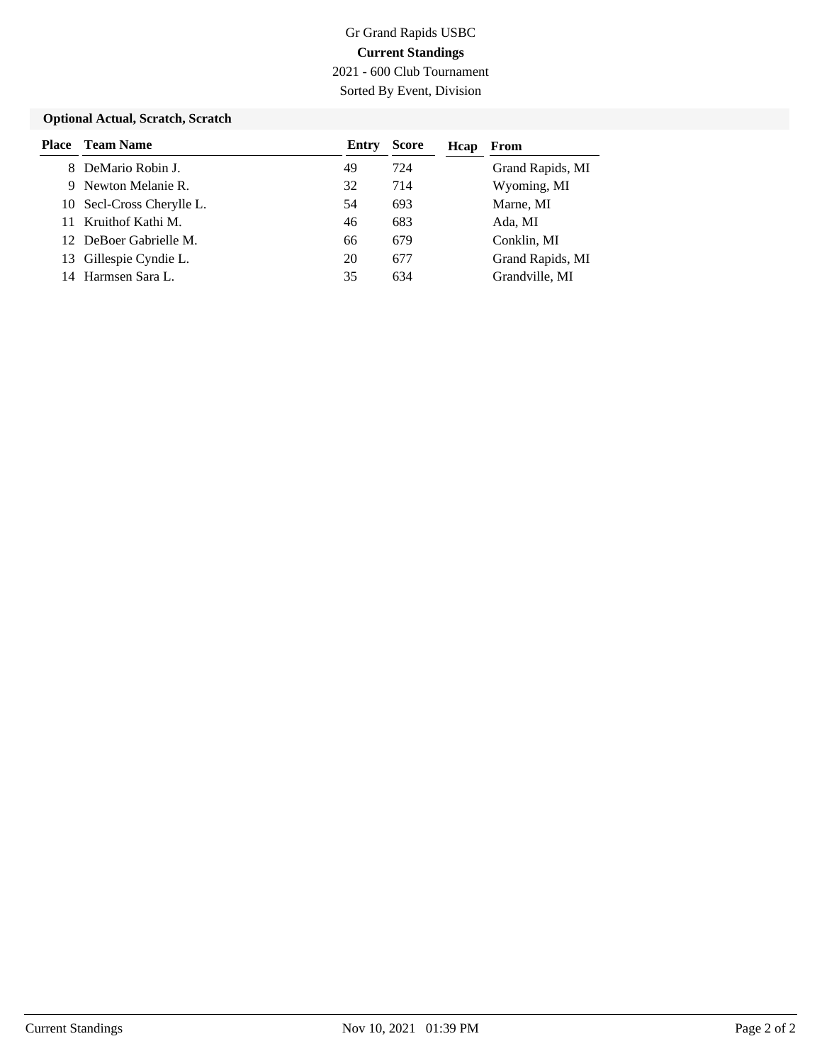Gr Grand Rapids USBC

**Current Standings**

2021 - 600 Club Tournament

Sorted By Event, Division

**Optional Actual, Scratch, Scratch**

| Place | Team Name | Entry | Score | Hcap | From |
|---|---|---|---|---|---|
| 8 | DeMario Robin J. | 49 | 724 | | Grand Rapids, MI |
| 9 | Newton Melanie R. | 32 | 714 | | Wyoming, MI |
| 10 | Secl-Cross Cherylle L. | 54 | 693 | | Marne, MI |
| 11 | Kruithof Kathi M. | 46 | 683 | | Ada, MI |
| 12 | DeBoer Gabrielle M. | 66 | 679 | | Conklin, MI |
| 13 | Gillespie Cyndie L. | 20 | 677 | | Grand Rapids, MI |
| 14 | Harmsen Sara L. | 35 | 634 | | Grandville, MI |